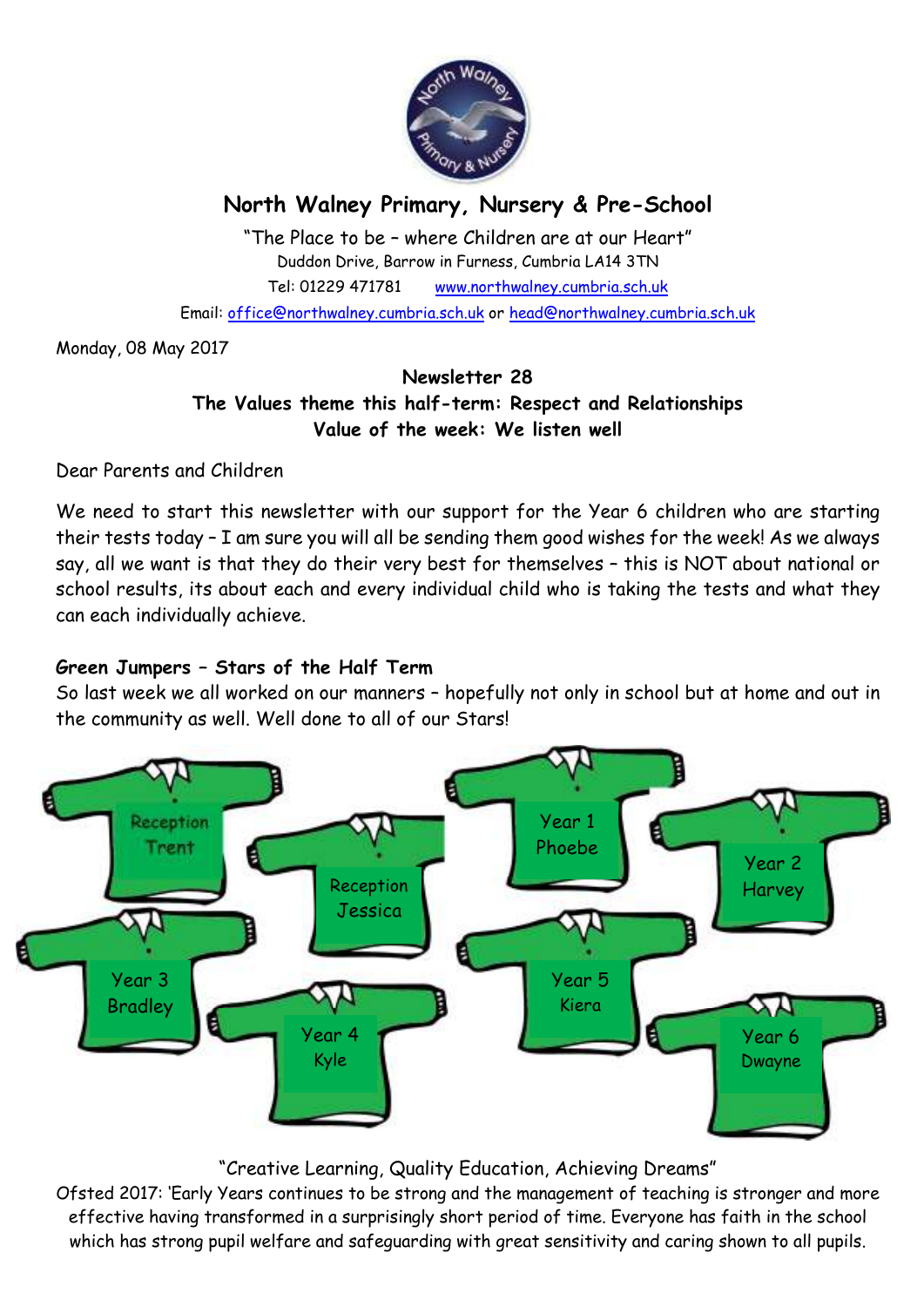# North Walney Primary, Nursery & Pre-School

"The Place to be – where Children are at our Heart"
Duddon Drive, Barrow in Furness, Cumbria LA14 3TN
Tel: 01229 471781 www.northwalney.cumbria.sch.uk
Email: office@northwalney.cumbria.sch.uk or head@northwalney.cumbria.sch.uk

Monday, 08 May 2017

**Newsletter 28**
**The Values theme this half-term: Respect and Relationships**
**Value of the week: We listen well**

Dear Parents and Children

We need to start this newsletter with our support for the Year 6 children who are starting their tests today – I am sure you will all be sending them good wishes for the week! As we always say, all we want is that they do their very best for themselves – this is NOT about national or school results, its about each and every individual child who is taking the tests and what they can each individually achieve.

### Green Jumpers – Stars of the Half Term

So last week we all worked on our manners – hopefully not only in school but at home and out in the community as well. Well done to all of our Stars!

- Reception Trent
- Reception Jessica
- Year 1 Phoebe
- Year 2 Harvey
- Year 3 Bradley
- Year 4 Kyle
- Year 5 Kiera
- Year 6 Dwayne

"Creative Learning, Quality Education, Achieving Dreams"
Ofsted 2017: 'Early Years continues to be strong and the management of teaching is stronger and more effective having transformed in a surprisingly short period of time. Everyone has faith in the school which has strong pupil welfare and safeguarding with great sensitivity and caring shown to all pupils.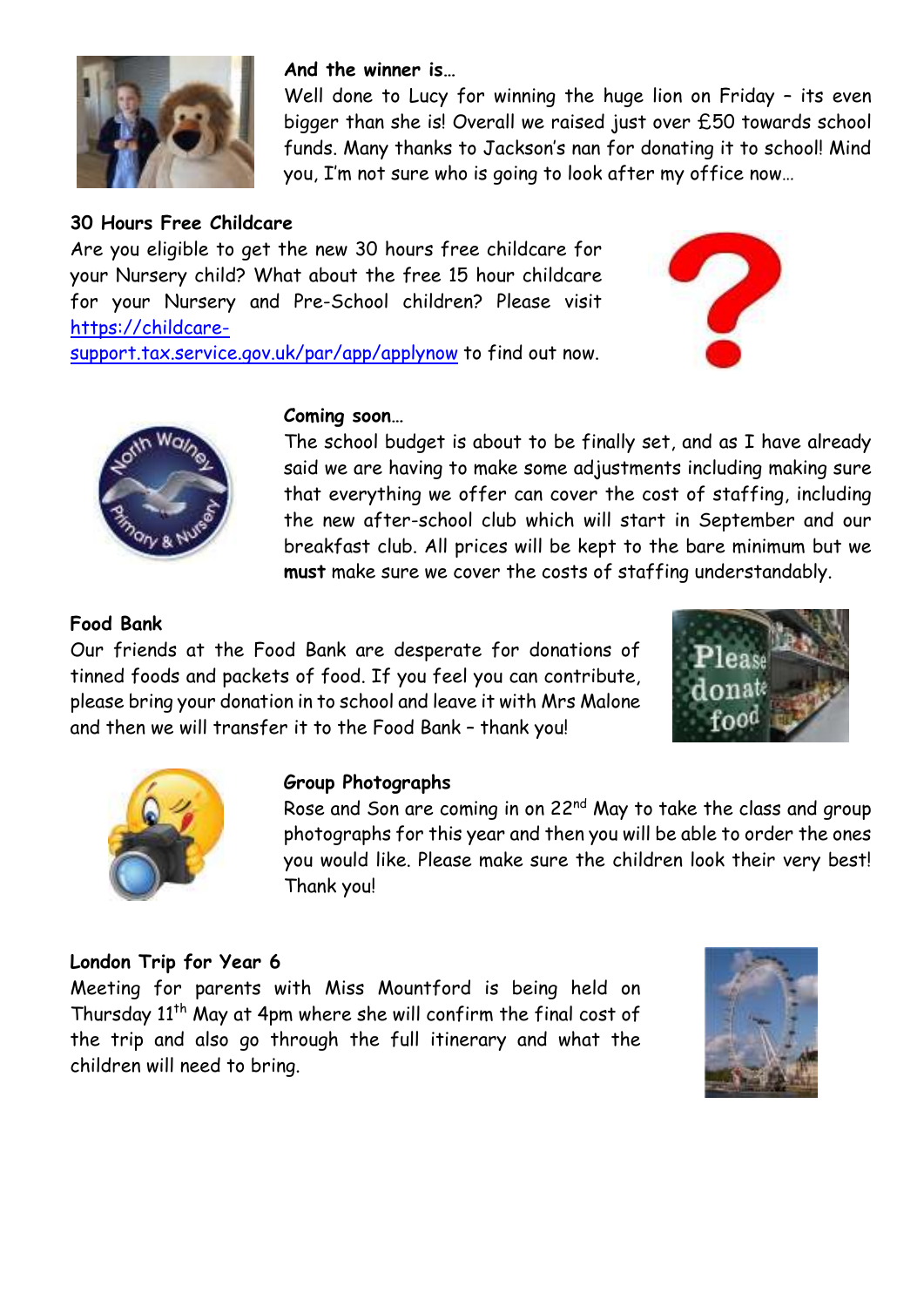**And the winner is…**

Well done to Lucy for winning the huge lion on Friday – its even bigger than she is! Overall we raised just over £50 towards school funds. Many thanks to Jackson's nan for donating it to school! Mind you, I'm not sure who is going to look after my office now…

**30 Hours Free Childcare**

Are you eligible to get the new 30 hours free childcare for your Nursery child? What about the free 15 hour childcare for your Nursery and Pre-School children? Please visit [https://childcare-support.tax.service.gov.uk/par/app/applynow](https://childcare-support.tax.service.gov.uk/par/app/applynow) to find out now.

**Coming soon…**

The school budget is about to be finally set, and as I have already said we are having to make some adjustments including making sure that everything we offer can cover the cost of staffing, including the new after-school club which will start in September and our breakfast club. All prices will be kept to the bare minimum but we **must** make sure we cover the costs of staffing understandably.

**Food Bank**

Our friends at the Food Bank are desperate for donations of tinned foods and packets of food. If you feel you can contribute, please bring your donation in to school and leave it with Mrs Malone and then we will transfer it to the Food Bank – thank you!

**Group Photographs**

Rose and Son are coming in on 22nd May to take the class and group photographs for this year and then you will be able to order the ones you would like. Please make sure the children look their very best! Thank you!

**London Trip for Year 6**

Meeting for parents with Miss Mountford is being held on Thursday 11th May at 4pm where she will confirm the final cost of the trip and also go through the full itinerary and what the children will need to bring.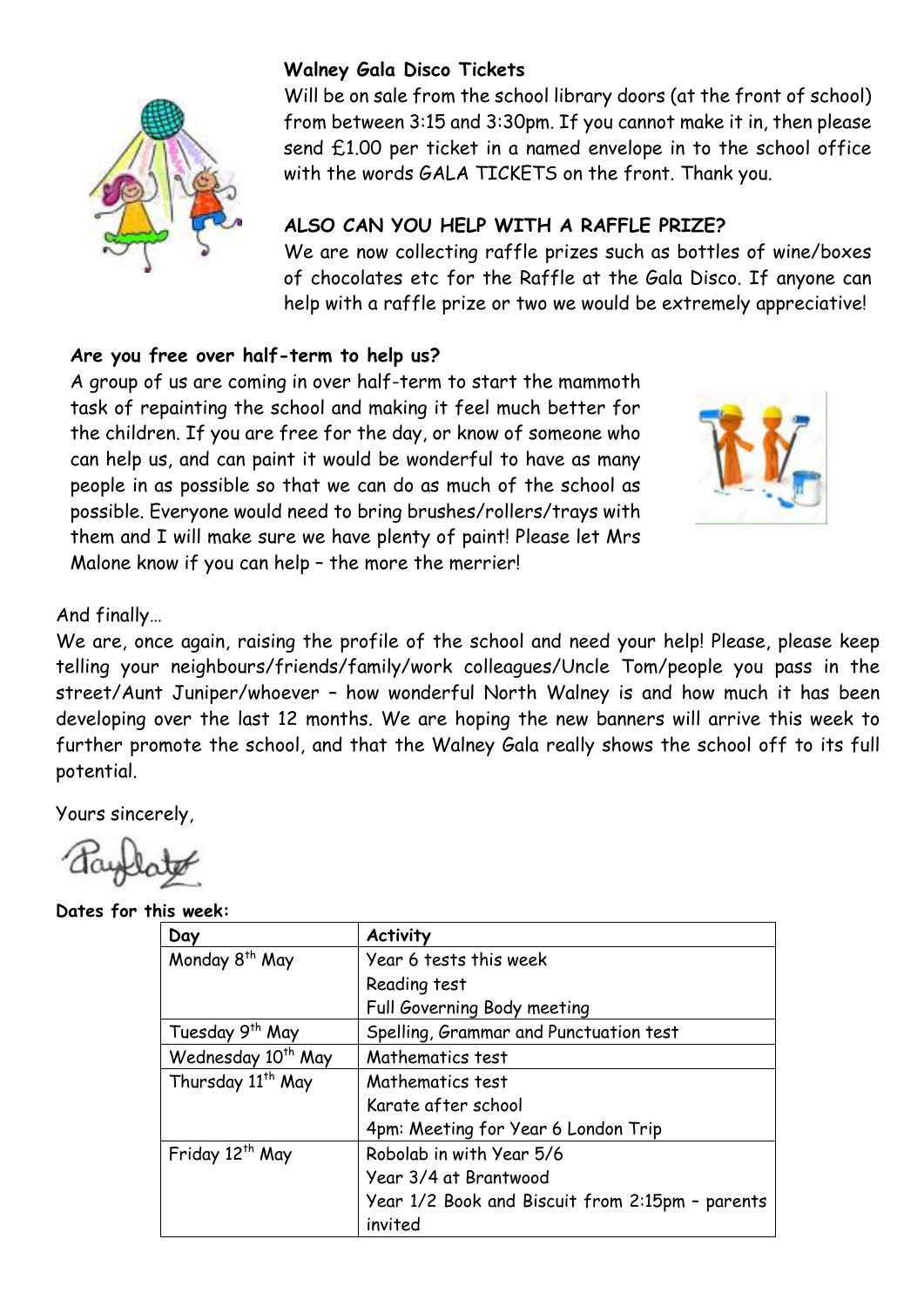**Walney Gala Disco Tickets**

Will be on sale from the school library doors (at the front of school) from between 3:15 and 3:30pm. If you cannot make it in, then please send £1.00 per ticket in a named envelope in to the school office with the words GALA TICKETS on the front. Thank you.

**ALSO CAN YOU HELP WITH A RAFFLE PRIZE?**

We are now collecting raffle prizes such as bottles of wine/boxes of chocolates etc for the Raffle at the Gala Disco. If anyone can help with a raffle prize or two we would be extremely appreciative!

**Are you free over half-term to help us?**

A group of us are coming in over half-term to start the mammoth task of repainting the school and making it feel much better for the children. If you are free for the day, or know of someone who can help us, and can paint it would be wonderful to have as many people in as possible so that we can do as much of the school as possible. Everyone would need to bring brushes/rollers/trays with them and I will make sure we have plenty of paint! Please let Mrs Malone know if you can help – the more the merrier!

And finally…

We are, once again, raising the profile of the school and need your help! Please, please keep telling your neighbours/friends/family/work colleagues/Uncle Tom/people you pass in the street/Aunt Juniper/whoever – how wonderful North Walney is and how much it has been developing over the last 12 months. We are hoping the new banners will arrive this week to further promote the school, and that the Walney Gala really shows the school off to its full potential.

Yours sincerely,

**Dates for this week:**

| Day | Activity |
|---|---|
| Monday 8th May | Year 6 tests this week<br>Reading test<br>Full Governing Body meeting |
| Tuesday 9th May | Spelling, Grammar and Punctuation test |
| Wednesday 10th May | Mathematics test |
| Thursday 11th May | Mathematics test<br>Karate after school<br>4pm: Meeting for Year 6 London Trip |
| Friday 12th May | Robolab in with Year 5/6<br>Year 3/4 at Brantwood<br>Year 1/2 Book and Biscuit from 2:15pm – parents invited |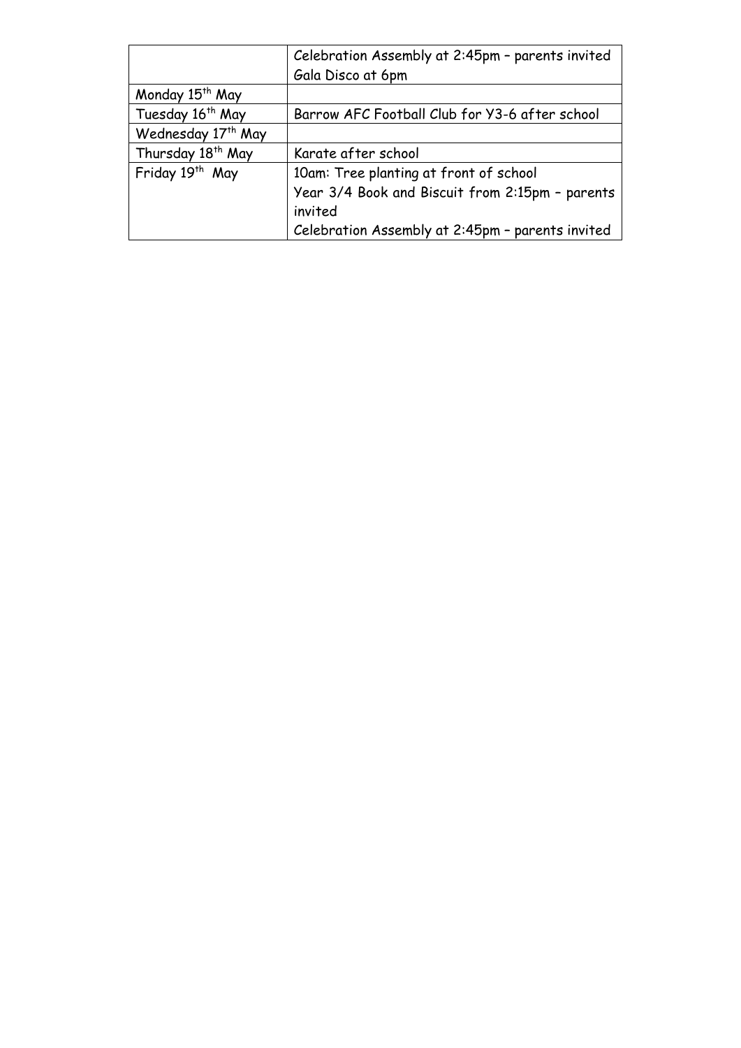| | |
|---|---|
| | Celebration Assembly at 2:45pm – parents invited<br>Gala Disco at 6pm |
| Monday 15th May | |
| Tuesday 16th May | Barrow AFC Football Club for Y3-6 after school |
| Wednesday 17th May | |
| Thursday 18th May | Karate after school |
| Friday 19th May | 10am: Tree planting at front of school<br>Year 3/4 Book and Biscuit from 2:15pm – parents invited<br>Celebration Assembly at 2:45pm – parents invited |